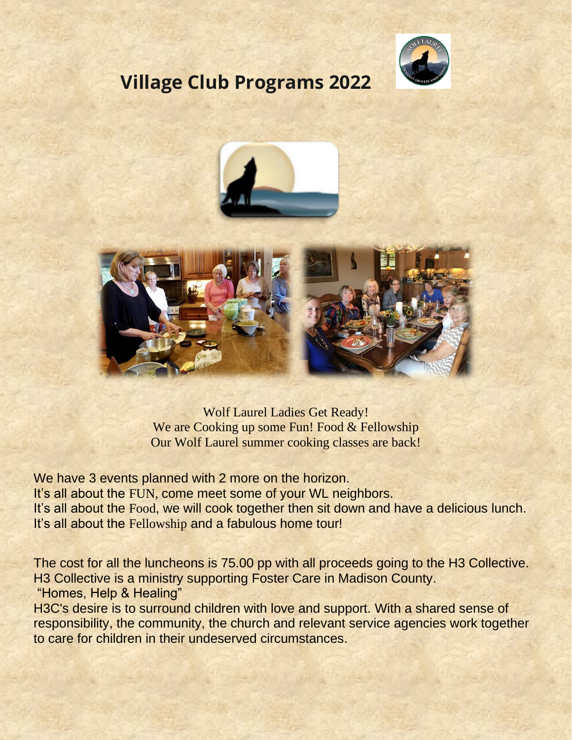# Village Club Programs 2022

Wolf Laurel Ladies Get Ready!
We are Cooking up some Fun! Food & Fellowship
Our Wolf Laurel summer cooking classes are back!

We have 3 events planned with 2 more on the horizon.
It's all about the FUN, come meet some of your WL neighbors.
It's all about the Food, we will cook together then sit down and have a delicious lunch.
It's all about the Fellowship and a fabulous home tour!

The cost for all the luncheons is 75.00 pp with all proceeds going to the H3 Collective.
H3 Collective is a ministry supporting Foster Care in Madison County.
"Homes, Help & Healing"
H3C's desire is to surround children with love and support. With a shared sense of responsibility, the community, the church and relevant service agencies work together to care for children in their undeserved circumstances.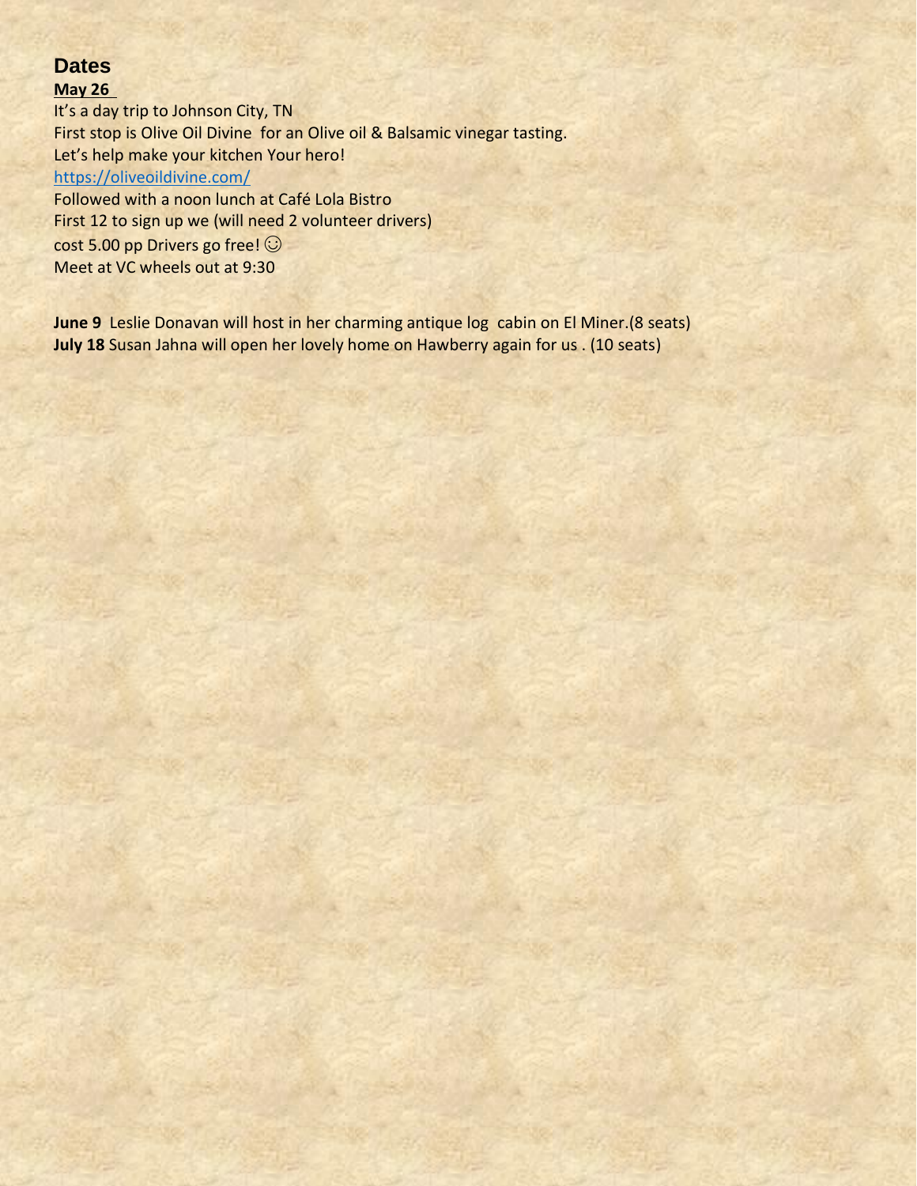## Dates

**May 26**

It's a day trip to Johnson City, TN
First stop is Olive Oil Divine for an Olive oil & Balsamic vinegar tasting.
Let's help make your kitchen Your hero!
[https://oliveoildivine.com/](https://oliveoildivine.com/)
Followed with a noon lunch at Café Lola Bistro
First 12 to sign up we (will need 2 volunteer drivers)
cost 5.00 pp Drivers go free! ☺
Meet at VC wheels out at 9:30

**June 9** Leslie Donavan will host in her charming antique log cabin on El Miner.(8 seats)
**July 18** Susan Jahna will open her lovely home on Hawberry again for us . (10 seats)